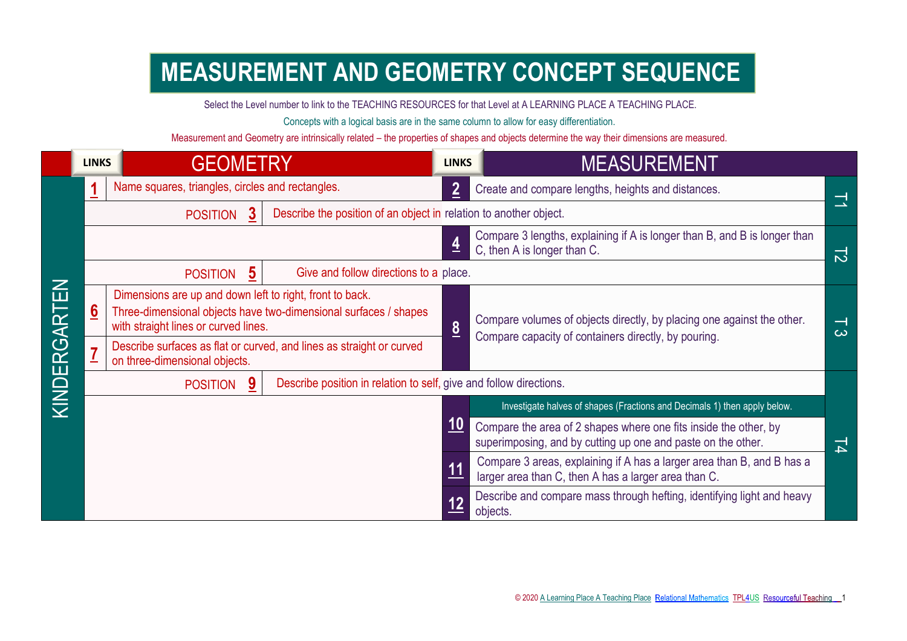# MEASUREMENT AND GEOMETRY CONCEPT SEQUENCE

Select the Level number to link to the TEACHING RESOURCES for that Level at A LEARNING PLACE A TEACHING PLACE.

Concepts with a logical basis are in the same column to allow for easy differentiation.

Measurement and Geometry are intrinsically related – the properties of shapes and objects determine the way their dimensions are measured.

| | LINKS | GEOMETRY | LINKS | MEASUREMENT | |
|---|---|---|---|---|---|
| KINDERGARTEN | 1 | Name squares, triangles, circles and rectangles. | 2 | Create and compare lengths, heights and distances. | T1 |
| | POSITION 3 | Describe the position of an object in relation to another object. | | | T1 |
| | | | 4 | Compare 3 lengths, explaining if A is longer than B, and B is longer than C, then A is longer than C. | T2 |
| | POSITION 5 | Give and follow directions to a place. | | | T2 |
| | 6 | Dimensions are up and down left to right, front to back. Three-dimensional objects have two-dimensional surfaces / shapes with straight lines or curved lines. | 8 | Compare volumes of objects directly, by placing one against the other. Compare capacity of containers directly, by pouring. | T3 |
| | 7 | Describe surfaces as flat or curved, and lines as straight or curved on three-dimensional objects. | | | T3 |
| | POSITION 9 | Describe position in relation to self, give and follow directions. | | | T4 |
| | | | | Investigate halves of shapes (Fractions and Decimals 1) then apply below. | T4 |
| | | | 10 | Compare the area of 2 shapes where one fits inside the other, by superimposing, and by cutting up one and paste on the other. | T4 |
| | | | 11 | Compare 3 areas, explaining if A has a larger area than B, and B has a larger area than C, then A has a larger area than C. | T4 |
| | | | 12 | Describe and compare mass through hefting, identifying light and heavy objects. | T4 |

© 2020 A Learning Place A Teaching Place Relational Mathematics TPL4US Resourceful Teaching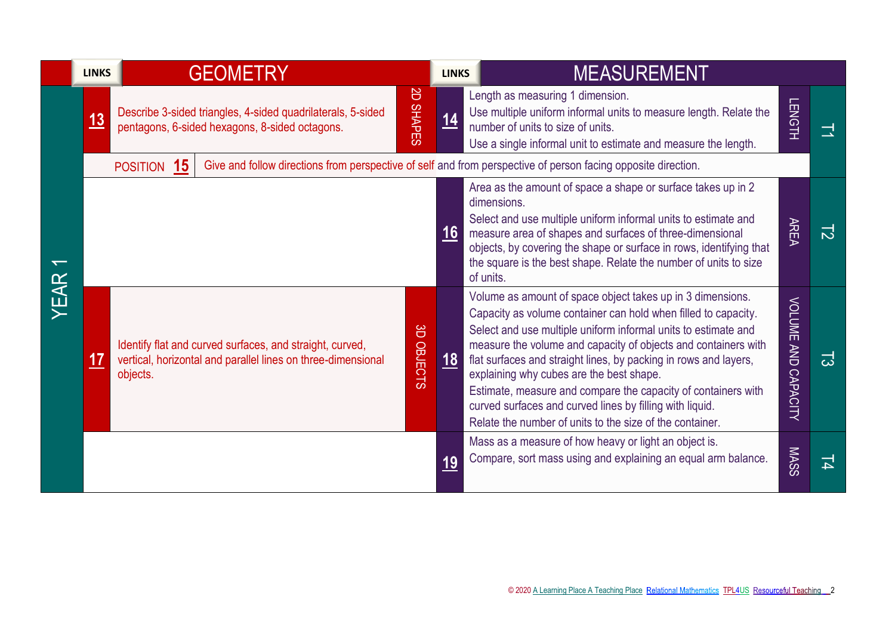| YEAR 1 | LINKS | GEOMETRY | | LINKS | MEASUREMENT | | |
|---|---|---|---|---|---|---|---|
| | 13 | Describe 3-sided triangles, 4-sided quadrilaterals, 5-sided pentagons, 6-sided hexagons, 8-sided octagons. | 2D SHAPES | 14 | Length as measuring 1 dimension.<br>Use multiple uniform informal units to measure length. Relate the number of units to size of units.<br>Use a single informal unit to estimate and measure the length. | LENGTH | T1 |
| | POSITION 15 | Give and follow directions from perspective of self and from perspective of person facing opposite direction. | | | | | |
| | | | | 16 | Area as the amount of space a shape or surface takes up in 2 dimensions.<br>Select and use multiple uniform informal units to estimate and measure area of shapes and surfaces of three-dimensional objects, by covering the shape or surface in rows, identifying that the square is the best shape. Relate the number of units to size of units. | AREA | T2 |
| | 17 | Identify flat and curved surfaces, and straight, curved, vertical, horizontal and parallel lines on three-dimensional objects. | 3D OBJECTS | 18 | Volume as amount of space object takes up in 3 dimensions.<br>Capacity as volume container can hold when filled to capacity.<br>Select and use multiple uniform informal units to estimate and measure the volume and capacity of objects and containers with flat surfaces and straight lines, by packing in rows and layers, explaining why cubes are the best shape.<br>Estimate, measure and compare the capacity of containers with curved surfaces and curved lines by filling with liquid.<br>Relate the number of units to the size of the container. | VOLUME AND CAPACITY | T3 |
| | | | | 19 | Mass as a measure of how heavy or light an object is.<br>Compare, sort mass using and explaining an equal arm balance. | MASS | T4 |

© 2020 A Learning Place A Teaching Place Relational Mathematics TPL4US Resourceful Teaching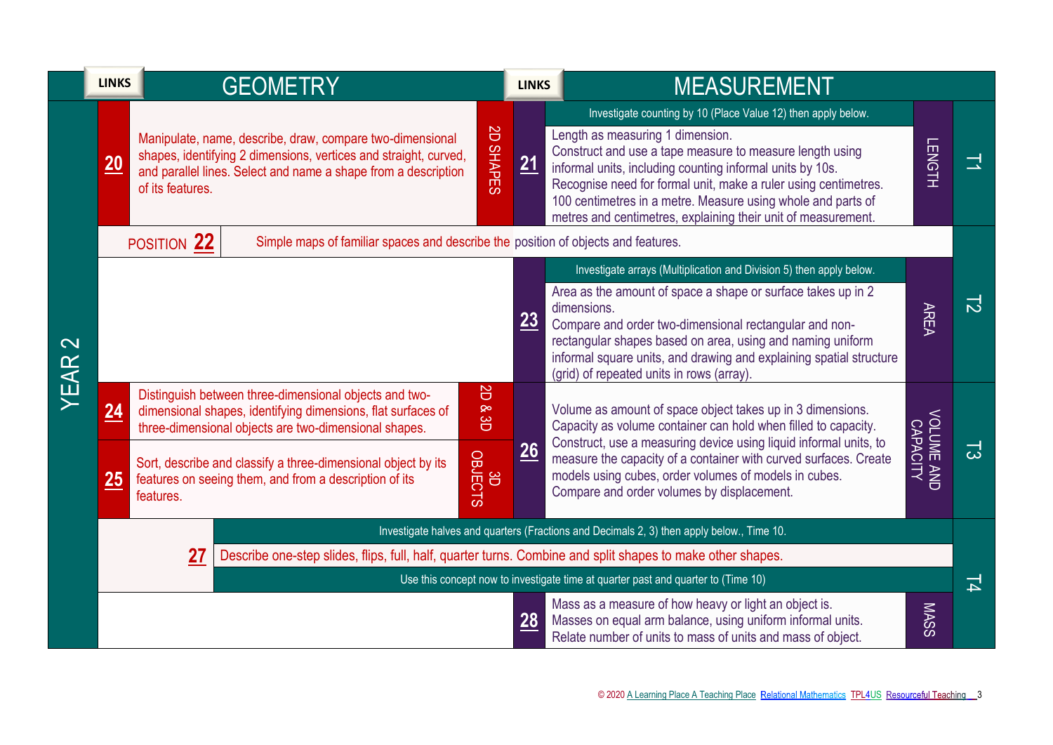# YEAR 2

| LINKS | GEOMETRY | | LINKS | MEASUREMENT | | |
|---|---|---|---|---|---|---|
| **20** | Manipulate, name, describe, draw, compare two-dimensional shapes, identifying 2 dimensions, vertices and straight, curved, and parallel lines. Select and name a shape from a description of its features. | 2D SHAPES | **21** | Investigate counting by 10 (Place Value 12) then apply below.<br>Length as measuring 1 dimension. Construct and use a tape measure to measure length using informal units, including counting informal units by 10s. Recognise need for formal unit, make a ruler using centimetres. 100 centimetres in a metre. Measure using whole and parts of metres and centimetres, explaining their unit of measurement. | LENGTH | T1 |
| POSITION **22** | Simple maps of familiar spaces and describe the position of objects and features. | | | | | T2 |
| | | | **23** | Investigate arrays (Multiplication and Division 5) then apply below.<br>Area as the amount of space a shape or surface takes up in 2 dimensions. Compare and order two-dimensional rectangular and non-rectangular shapes based on area, using and naming uniform informal square units, and drawing and explaining spatial structure (grid) of repeated units in rows (array). | AREA | T2 |
| **24** | Distinguish between three-dimensional objects and two-dimensional shapes, identifying dimensions, flat surfaces of three-dimensional objects are two-dimensional shapes. | 2D & 3D | **26** | Volume as amount of space object takes up in 3 dimensions. Capacity as volume container can hold when filled to capacity. Construct, use a measuring device using liquid informal units, to measure the capacity of a container with curved surfaces. Create models using cubes, order volumes of models in cubes. Compare and order volumes by displacement. | VOLUME AND CAPACITY | T3 |
| **25** | Sort, describe and classify a three-dimensional object by its features on seeing them, and from a description of its features. | 3D OBJECTS | | | | T3 |
| **27** | Investigate halves and quarters (Fractions and Decimals 2, 3) then apply below., Time 10.<br>Describe one-step slides, flips, full, half, quarter turns. Combine and split shapes to make other shapes.<br>Use this concept now to investigate time at quarter past and quarter to (Time 10) | | | | | T4 |
| | | | **28** | Mass as a measure of how heavy or light an object is. Masses on equal arm balance, using uniform informal units. Relate number of units to mass of units and mass of object. | MASS | T4 |

© 2020 A Learning Place A Teaching Place Relational Mathematics TPL4US Resourceful Teaching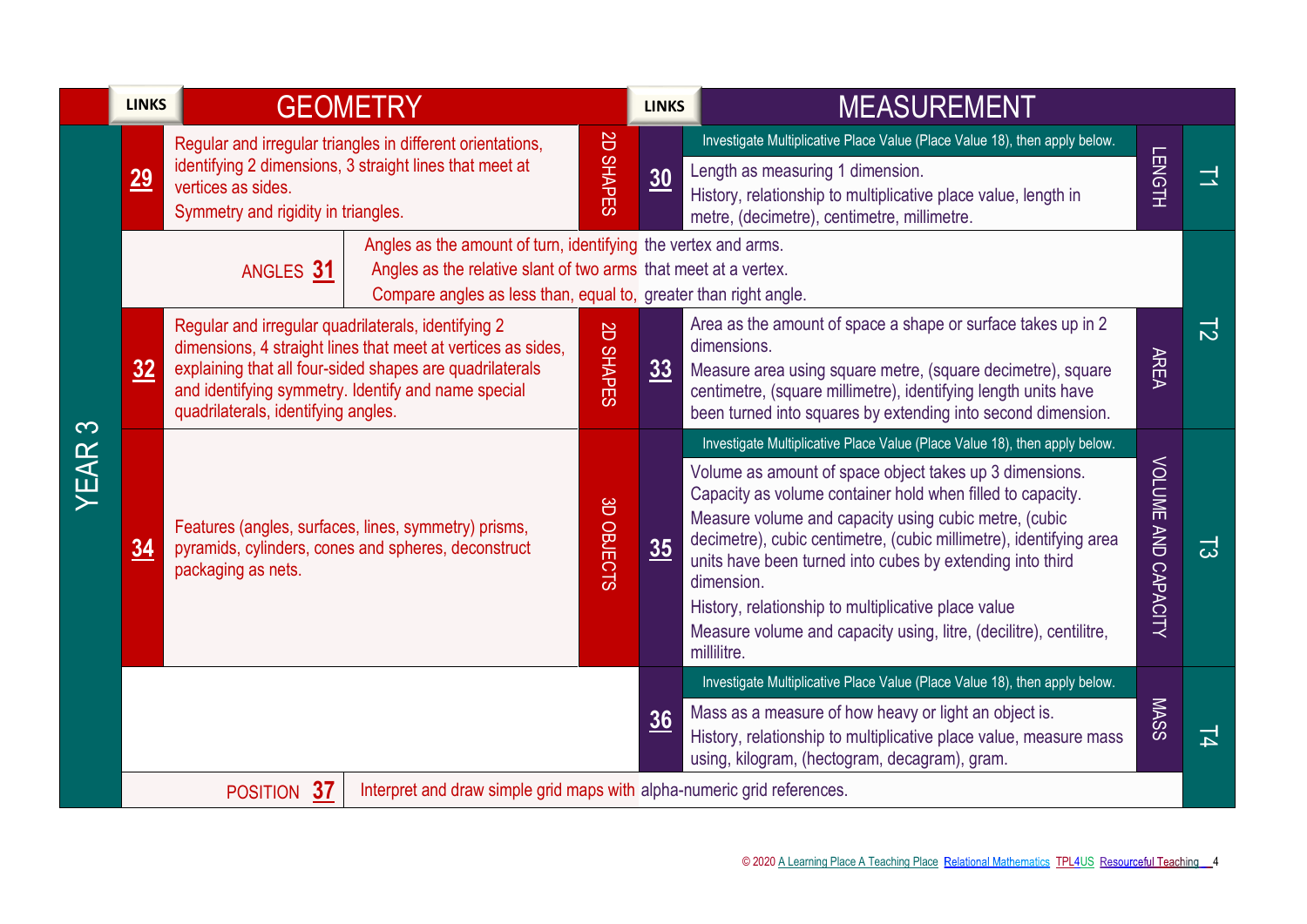| YEAR 3 | LINKS | GEOMETRY | | LINKS | MEASUREMENT | | |
|---|---|---|---|---|---|---|---|
| | **29** | Regular and irregular triangles in different orientations, identifying 2 dimensions, 3 straight lines that meet at vertices as sides. Symmetry and rigidity in triangles. | 2D SHAPES | **30** | Investigate Multiplicative Place Value (Place Value 18), then apply below. Length as measuring 1 dimension. History, relationship to multiplicative place value, length in metre, (decimetre), centimetre, millimetre. | LENGTH | T1 |
| | ANGLES **31** | Angles as the amount of turn, identifying the vertex and arms. Angles as the relative slant of two arms that meet at a vertex. Compare angles as less than, equal to, greater than right angle. | | | | | T2 |
| | **32** | Regular and irregular quadrilaterals, identifying 2 dimensions, 4 straight lines that meet at vertices as sides, explaining that all four-sided shapes are quadrilaterals and identifying symmetry. Identify and name special quadrilaterals, identifying angles. | 2D SHAPES | **33** | Area as the amount of space a shape or surface takes up in 2 dimensions. Measure area using square metre, (square decimetre), square centimetre, (square millimetre), identifying length units have been turned into squares by extending into second dimension. | AREA | T2 |
| | **34** | Features (angles, surfaces, lines, symmetry) prisms, pyramids, cylinders, cones and spheres, deconstruct packaging as nets. | 3D OBJECTS | **35** | Investigate Multiplicative Place Value (Place Value 18), then apply below. Volume as amount of space object takes up 3 dimensions. Capacity as volume container hold when filled to capacity. Measure volume and capacity using cubic metre, (cubic decimetre), cubic centimetre, (cubic millimetre), identifying area units have been turned into cubes by extending into third dimension. History, relationship to multiplicative place value. Measure volume and capacity using, litre, (decilitre), centilitre, millilitre. | VOLUME AND CAPACITY | T3 |
| | | | | **36** | Investigate Multiplicative Place Value (Place Value 18), then apply below. Mass as a measure of how heavy or light an object is. History, relationship to multiplicative place value, measure mass using, kilogram, (hectogram, decagram), gram. | MASS | T4 |
| | POSITION **37** | Interpret and draw simple grid maps with alpha-numeric grid references. | | | | | T4 |

© 2020 A Learning Place A Teaching Place Relational Mathematics TPL4US Resourceful Teaching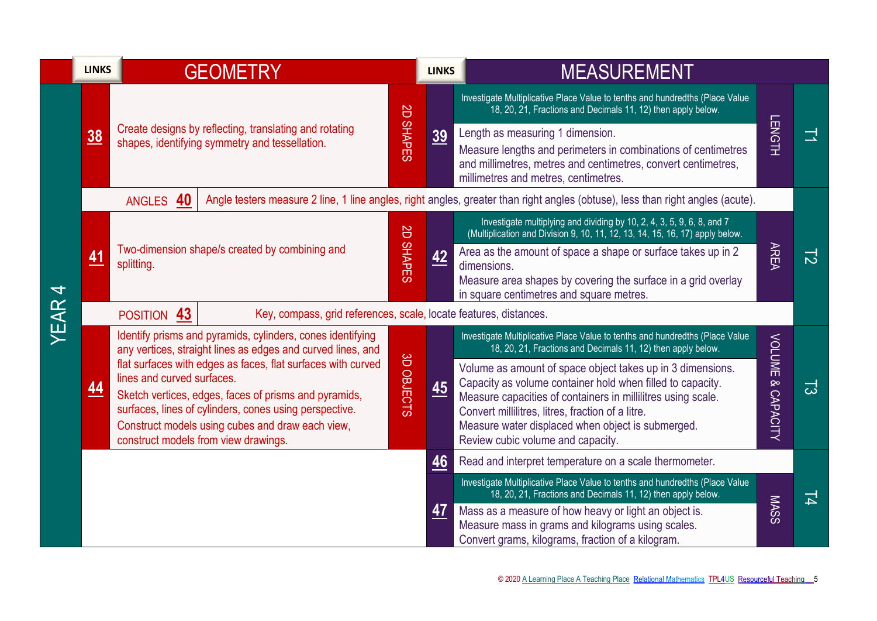| YEAR 4 | LINKS | GEOMETRY | | LINKS | MEASUREMENT | | |
|---|---|---|---|---|---|---|---|
| | 38 | Create designs by reflecting, translating and rotating shapes, identifying symmetry and tessellation. | 2D SHAPES | 39 | Investigate Multiplicative Place Value to tenths and hundredths (Place Value 18, 20, 21, Fractions and Decimals 11, 12) then apply below.<br>Length as measuring 1 dimension.<br>Measure lengths and perimeters in combinations of centimetres and millimetres, metres and centimetres, convert centimetres, millimetres and metres, centimetres. | LENGTH | T1 |
| | ANGLES 40 | Angle testers measure 2 line, 1 line angles, right angles, greater than right angles (obtuse), less than right angles (acute). | | | | | |
| | 41 | Two-dimension shape/s created by combining and splitting. | 2D SHAPES | 42 | Investigate multiplying and dividing by 10, 2, 4, 3, 5, 9, 6, 8, and 7 (Multiplication and Division 9, 10, 11, 12, 13, 14, 15, 16, 17) apply below.<br>Area as the amount of space a shape or surface takes up in 2 dimensions.<br>Measure area shapes by covering the surface in a grid overlay in square centimetres and square metres. | AREA | T2 |
| | POSITION 43 | Key, compass, grid references, scale, locate features, distances. | | | | | |
| | 44 | Identify prisms and pyramids, cylinders, cones identifying any vertices, straight lines as edges and curved lines, and flat surfaces with edges as faces, flat surfaces with curved lines and curved surfaces.<br>Sketch vertices, edges, faces of prisms and pyramids, surfaces, lines of cylinders, cones using perspective.<br>Construct models using cubes and draw each view, construct models from view drawings. | 3D OBJECTS | 45 | Investigate Multiplicative Place Value to tenths and hundredths (Place Value 18, 20, 21, Fractions and Decimals 11, 12) then apply below.<br>Volume as amount of space object takes up in 3 dimensions.<br>Capacity as volume container hold when filled to capacity.<br>Measure capacities of containers in millilitres using scale.<br>Convert millilitres, litres, fraction of a litre.<br>Measure water displaced when object is submerged.<br>Review cubic volume and capacity. | VOLUME & CAPACITY | T3 |
| | | | | 46 | Read and interpret temperature on a scale thermometer. | | T4 |
| | | | | 47 | Investigate Multiplicative Place Value to tenths and hundredths (Place Value 18, 20, 21, Fractions and Decimals 11, 12) then apply below.<br>Mass as a measure of how heavy or light an object is.<br>Measure mass in grams and kilograms using scales.<br>Convert grams, kilograms, fraction of a kilogram. | MASS | |

© 2020 A Learning Place A Teaching Place Relational Mathematics TPL4US Resourceful Teaching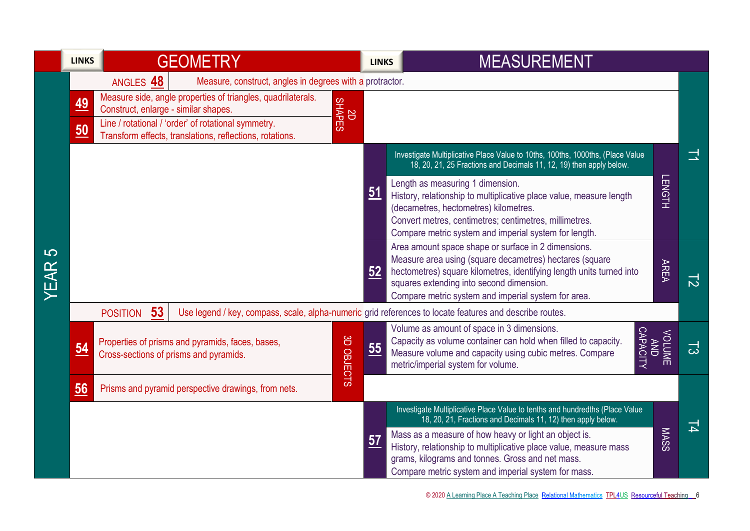# YEAR 5

| LINKS | GEOMETRY | | LINKS | MEASUREMENT | | Term |
|---|---|---|---|---|---|---|
| ANGLES 48 | Measure, construct, angles in degrees with a protractor. | | | | | T1 |
| 49 | Measure side, angle properties of triangles, quadrilaterals. Construct, enlarge - similar shapes. | 2D SHAPES | | | | T1 |
| 50 | Line / rotational / 'order' of rotational symmetry. Transform effects, translations, reflections, rotations. | 2D SHAPES | | | | T1 |
| | | | | Investigate Multiplicative Place Value to 10ths, 100ths, 1000ths, (Place Value 18, 20, 21, 25 Fractions and Decimals 11, 12, 19) then apply below. | LENGTH | T1 |
| | | | 51 | Length as measuring 1 dimension. History, relationship to multiplicative place value, measure length (decametres, hectometres) kilometres. Convert metres, centimetres; centimetres, millimetres. Compare metric system and imperial system for length. | LENGTH | T1 |
| | | | 52 | Area amount space shape or surface in 2 dimensions. Measure area using (square decametres) hectares (square hectometres) square kilometres, identifying length units turned into squares extending into second dimension. Compare metric system and imperial system for area. | AREA | T2 |
| POSITION 53 | Use legend / key, compass, scale, alpha-numeric grid references to locate features and describe routes. | | | | | T2 |
| 54 | Properties of prisms and pyramids, faces, bases, Cross-sections of prisms and pyramids. | 3D OBJECTS | 55 | Volume as amount of space in 3 dimensions. Capacity as volume container can hold when filled to capacity. Measure volume and capacity using cubic metres. Compare metric/imperial system for volume. | VOLUME AND CAPACITY | T3 |
| 56 | Prisms and pyramid perspective drawings, from nets. | 3D OBJECTS | | | | T4 |
| | | | | Investigate Multiplicative Place Value to tenths and hundredths (Place Value 18, 20, 21, Fractions and Decimals 11, 12) then apply below. | MASS | T4 |
| | | | 57 | Mass as a measure of how heavy or light an object is. History, relationship to multiplicative place value, measure mass grams, kilograms and tonnes. Gross and net mass. Compare metric system and imperial system for mass. | MASS | T4 |

© 2020 A Learning Place A Teaching Place Relational Mathematics TPL4US Resourceful Teaching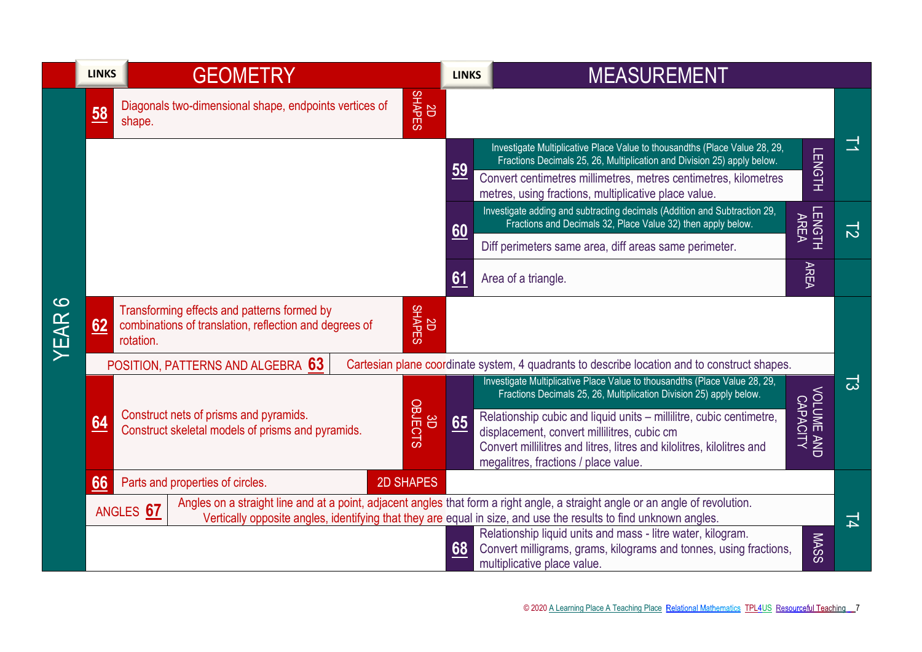| YEAR 6 | LINKS | GEOMETRY | | LINKS | MEASUREMENT | | Term |
|---|---|---|---|---|---|---|---|
| | 58 | Diagonals two-dimensional shape, endpoints vertices of shape. | 2D SHAPES | | | | T1 |
| | | | | 59 | Investigate Multiplicative Place Value to thousandths (Place Value 28, 29, Fractions Decimals 25, 26, Multiplication and Division 25) apply below. Convert centimetres millimetres, metres centimetres, kilometres metres, using fractions, multiplicative place value. | LENGTH | T1 |
| | | | | 60 | Investigate adding and subtracting decimals (Addition and Subtraction 29, Fractions and Decimals 32, Place Value 32) then apply below. Diff perimeters same area, diff areas same perimeter. | LENGTH AREA | T2 |
| | | | | 61 | Area of a triangle. | AREA | T2 |
| | 62 | Transforming effects and patterns formed by combinations of translation, reflection and degrees of rotation. | 2D SHAPES | | | | T3 |
| | POSITION, PATTERNS AND ALGEBRA 63 | Cartesian plane coordinate system, 4 quadrants to describe location and to construct shapes. | | | | | T3 |
| | 64 | Construct nets of prisms and pyramids. Construct skeletal models of prisms and pyramids. | 3D OBJECTS | 65 | Investigate Multiplicative Place Value to thousandths (Place Value 28, 29, Fractions Decimals 25, 26, Multiplication Division 25) apply below. Relationship cubic and liquid units – millilitre, cubic centimetre, displacement, convert millilitres, cubic cm Convert millilitres and litres, litres and kilolitres, kilolitres and megalitres, fractions / place value. | VOLUME AND CAPACITY | T3 |
| | 66 | Parts and properties of circles. | 2D SHAPES | | | | T4 |
| | ANGLES 67 | Angles on a straight line and at a point, adjacent angles that form a right angle, a straight angle or an angle of revolution. Vertically opposite angles, identifying that they are equal in size, and use the results to find unknown angles. | | | | | T4 |
| | | | | 68 | Relationship liquid units and mass - litre water, kilogram. Convert milligrams, grams, kilograms and tonnes, using fractions, multiplicative place value. | MASS | T4 |

© 2020 A Learning Place A Teaching Place Relational Mathematics TPL4US Resourceful Teaching